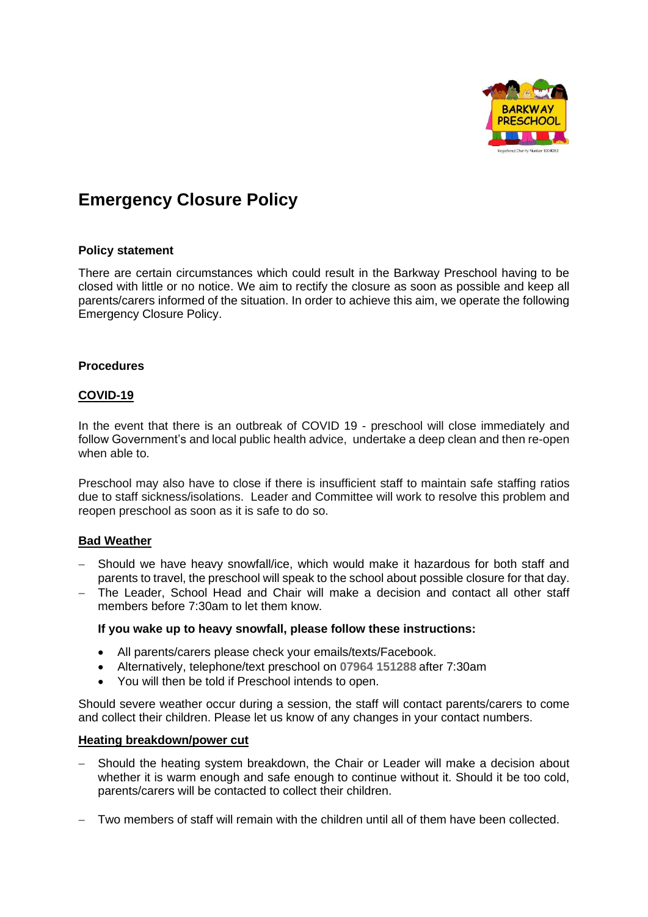# Emergency Closure Policy

**Policy statement**

There are certain circumstances which could result in the Barkway Preschool having to be closed with little or no notice. We aim to rectify the closure as soon as possible and keep all parents/carers informed of the situation. In order to achieve this aim, we operate the following Emergency Closure Policy.

**Procedures**

**COVID-19**

In the event that there is an outbreak of COVID 19 - preschool will close immediately and follow Government's and local public health advice, undertake a deep clean and then re-open when able to.

Preschool may also have to close if there is insufficient staff to maintain safe staffing ratios due to staff sickness/isolations. Leader and Committee will work to resolve this problem and reopen preschool as soon as it is safe to do so.

**Bad Weather**

- Should we have heavy snowfall/ice, which would make it hazardous for both staff and parents to travel, the preschool will speak to the school about possible closure for that day.
- The Leader, School Head and Chair will make a decision and contact all other staff members before 7:30am to let them know.

**If you wake up to heavy snowfall, please follow these instructions:**

- All parents/carers please check your emails/texts/Facebook.
- Alternatively, telephone/text preschool on **07964 151288** after 7:30am
- You will then be told if Preschool intends to open.

Should severe weather occur during a session, the staff will contact parents/carers to come and collect their children. Please let us know of any changes in your contact numbers.

**Heating breakdown/power cut**

- Should the heating system breakdown, the Chair or Leader will make a decision about whether it is warm enough and safe enough to continue without it. Should it be too cold, parents/carers will be contacted to collect their children.
- Two members of staff will remain with the children until all of them have been collected.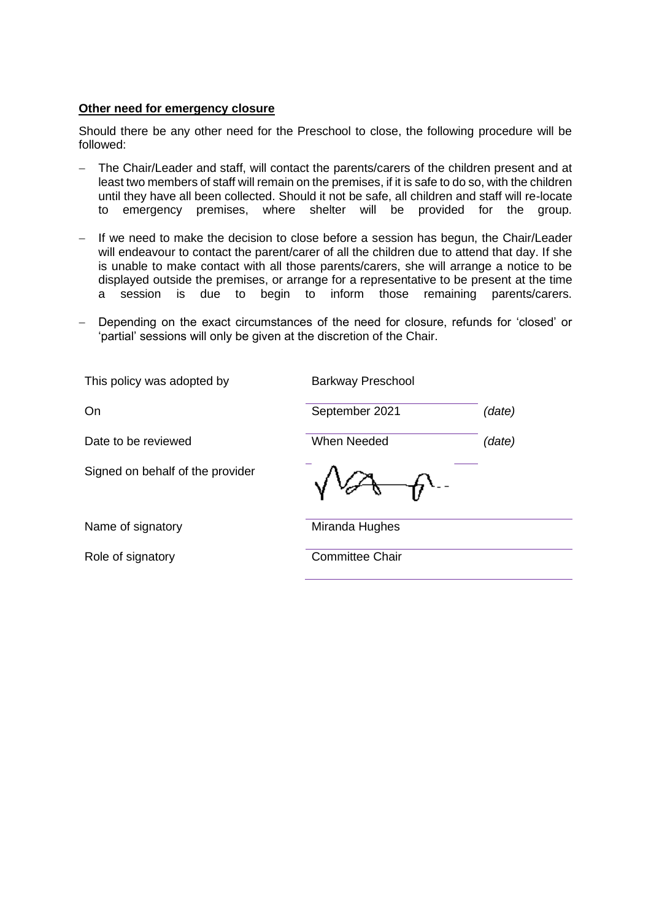**Other need for emergency closure**

Should there be any other need for the Preschool to close, the following procedure will be followed:

- The Chair/Leader and staff, will contact the parents/carers of the children present and at least two members of staff will remain on the premises, if it is safe to do so, with the children until they have all been collected. Should it not be safe, all children and staff will re-locate to emergency premises, where shelter will be provided for the group.
- If we need to make the decision to close before a session has begun, the Chair/Leader will endeavour to contact the parent/carer of all the children due to attend that day. If she is unable to make contact with all those parents/carers, she will arrange a notice to be displayed outside the premises, or arrange for a representative to be present at the time a session is due to begin to inform those remaining parents/carers.
- Depending on the exact circumstances of the need for closure, refunds for 'closed' or 'partial' sessions will only be given at the discretion of the Chair.

| | | |
|---|---|---|
| This policy was adopted by | Barkway Preschool | |
| On | September 2021 | *(date)* |
| Date to be reviewed | When Needed | *(date)* |
| Signed on behalf of the provider | | |
| Name of signatory | Miranda Hughes | |
| Role of signatory | Committee Chair | |